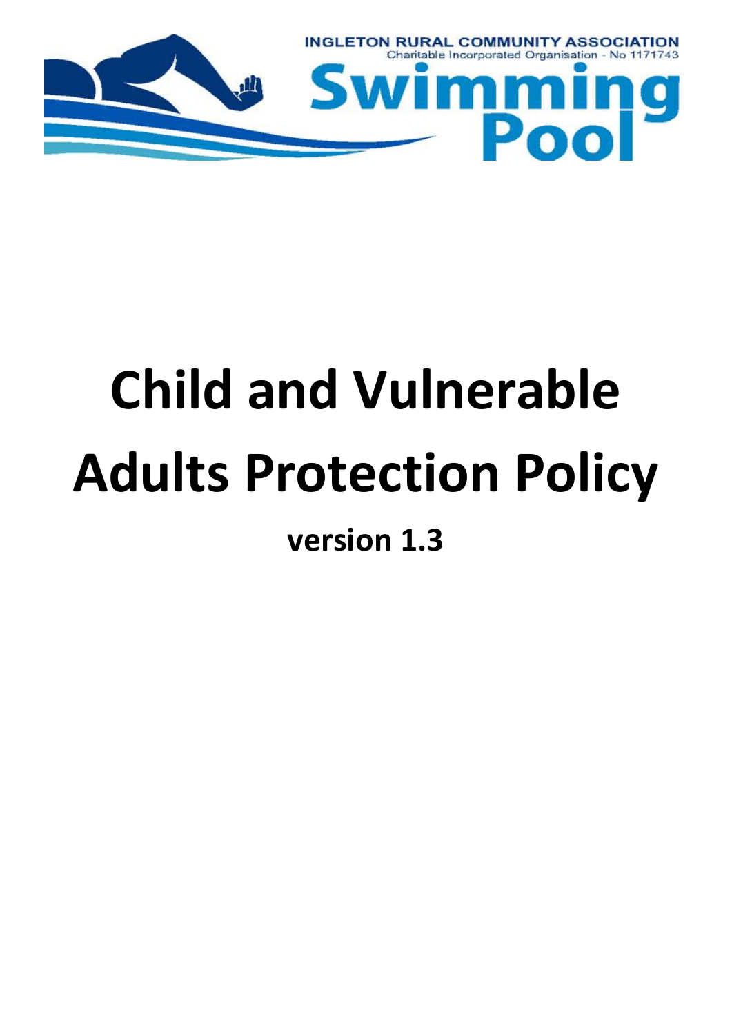INGLETON RURAL COMMUNITY ASSOCIATION
Charitable Incorporated Organisation - No 1171743

Swimming Pool

# Child and Vulnerable Adults Protection Policy

**version 1.3**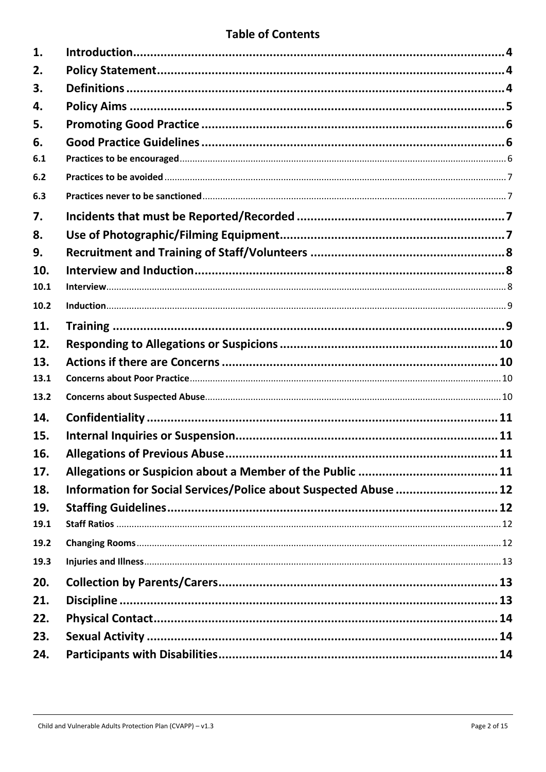# Table of Contents

| | | |
|---|---|---|
| **1.** | **Introduction** | **4** |
| **2.** | **Policy Statement** | **4** |
| **3.** | **Definitions** | **4** |
| **4.** | **Policy Aims** | **5** |
| **5.** | **Promoting Good Practice** | **6** |
| **6.** | **Good Practice Guidelines** | **6** |
| **6.1** | **Practices to be encouraged** | 6 |
| **6.2** | **Practices to be avoided** | 7 |
| **6.3** | **Practices never to be sanctioned** | 7 |
| **7.** | **Incidents that must be Reported/Recorded** | **7** |
| **8.** | **Use of Photographic/Filming Equipment** | **7** |
| **9.** | **Recruitment and Training of Staff/Volunteers** | **8** |
| **10.** | **Interview and Induction** | **8** |
| **10.1** | **Interview** | 8 |
| **10.2** | **Induction** | 9 |
| **11.** | **Training** | **9** |
| **12.** | **Responding to Allegations or Suspicions** | **10** |
| **13.** | **Actions if there are Concerns** | **10** |
| **13.1** | **Concerns about Poor Practice** | 10 |
| **13.2** | **Concerns about Suspected Abuse** | 10 |
| **14.** | **Confidentiality** | **11** |
| **15.** | **Internal Inquiries or Suspension** | **11** |
| **16.** | **Allegations of Previous Abuse** | **11** |
| **17.** | **Allegations or Suspicion about a Member of the Public** | **11** |
| **18.** | **Information for Social Services/Police about Suspected Abuse** | **12** |
| **19.** | **Staffing Guidelines** | **12** |
| **19.1** | **Staff Ratios** | 12 |
| **19.2** | **Changing Rooms** | 12 |
| **19.3** | **Injuries and Illness** | 13 |
| **20.** | **Collection by Parents/Carers** | **13** |
| **21.** | **Discipline** | **13** |
| **22.** | **Physical Contact** | **14** |
| **23.** | **Sexual Activity** | **14** |
| **24.** | **Participants with Disabilities** | **14** |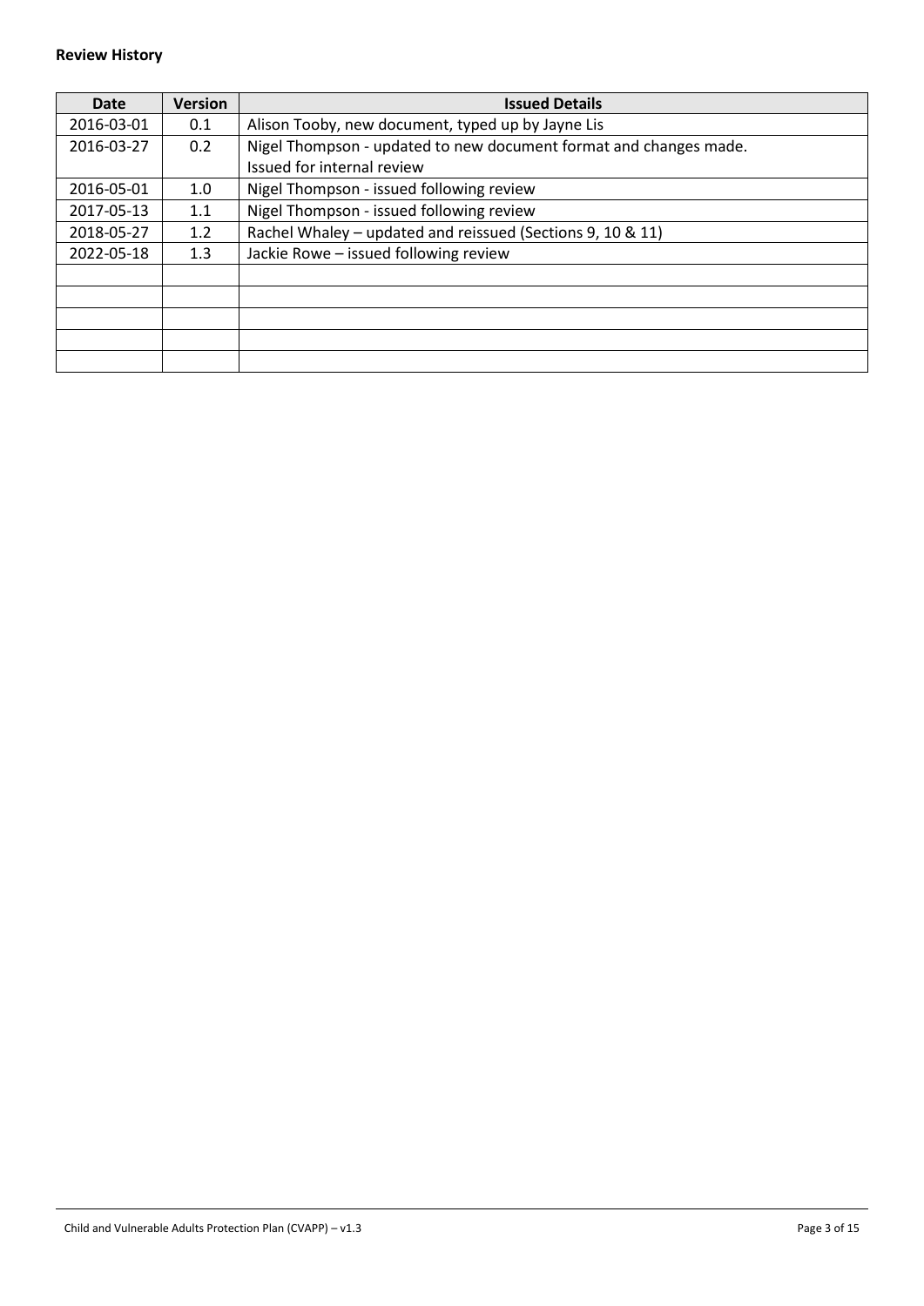**Review History**

| Date | Version | Issued Details |
|---|---|---|
| 2016-03-01 | 0.1 | Alison Tooby, new document, typed up by Jayne Lis |
| 2016-03-27 | 0.2 | Nigel Thompson - updated to new document format and changes made.<br>Issued for internal review |
| 2016-05-01 | 1.0 | Nigel Thompson - issued following review |
| 2017-05-13 | 1.1 | Nigel Thompson - issued following review |
| 2018-05-27 | 1.2 | Rachel Whaley – updated and reissued (Sections 9, 10 & 11) |
| 2022-05-18 | 1.3 | Jackie Rowe – issued following review |
| | | |
| | | |
| | | |
| | | |
| | | |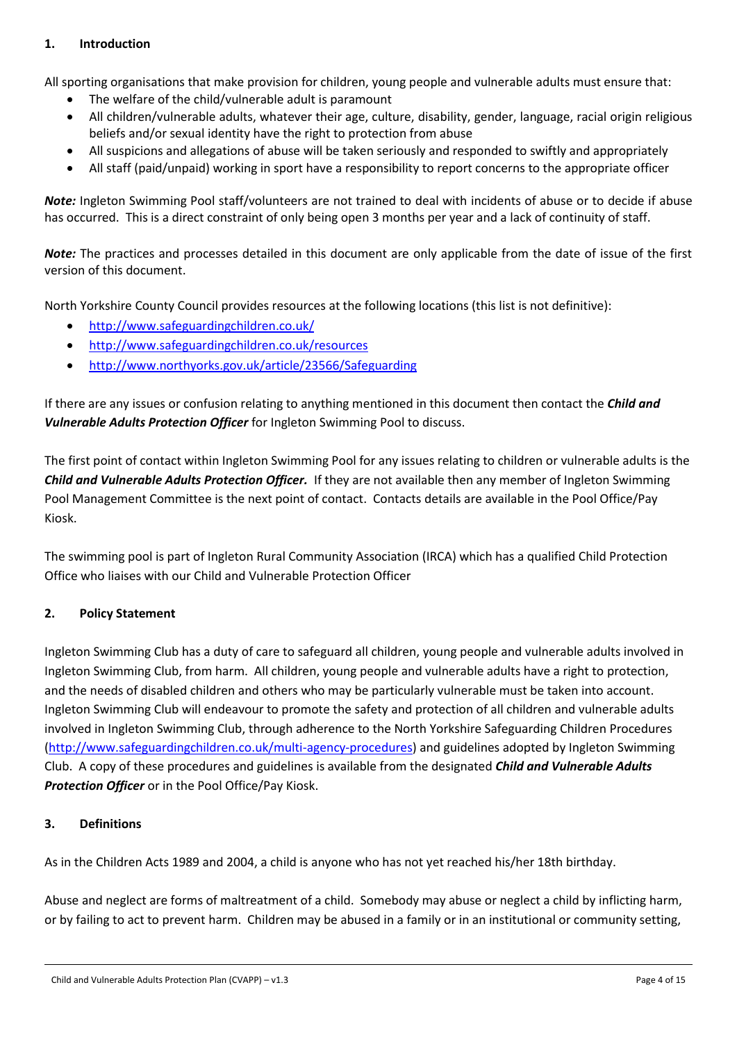## 1. Introduction

All sporting organisations that make provision for children, young people and vulnerable adults must ensure that:

- The welfare of the child/vulnerable adult is paramount
- All children/vulnerable adults, whatever their age, culture, disability, gender, language, racial origin religious beliefs and/or sexual identity have the right to protection from abuse
- All suspicions and allegations of abuse will be taken seriously and responded to swiftly and appropriately
- All staff (paid/unpaid) working in sport have a responsibility to report concerns to the appropriate officer

***Note:*** Ingleton Swimming Pool staff/volunteers are not trained to deal with incidents of abuse or to decide if abuse has occurred. This is a direct constraint of only being open 3 months per year and a lack of continuity of staff.

***Note:*** The practices and processes detailed in this document are only applicable from the date of issue of the first version of this document.

North Yorkshire County Council provides resources at the following locations (this list is not definitive):

- http://www.safeguardingchildren.co.uk/
- http://www.safeguardingchildren.co.uk/resources
- http://www.northyorks.gov.uk/article/23566/Safeguarding

If there are any issues or confusion relating to anything mentioned in this document then contact the ***Child and Vulnerable Adults Protection Officer*** for Ingleton Swimming Pool to discuss.

The first point of contact within Ingleton Swimming Pool for any issues relating to children or vulnerable adults is the ***Child and Vulnerable Adults Protection Officer.*** If they are not available then any member of Ingleton Swimming Pool Management Committee is the next point of contact. Contacts details are available in the Pool Office/Pay Kiosk.

The swimming pool is part of Ingleton Rural Community Association (IRCA) which has a qualified Child Protection Office who liaises with our Child and Vulnerable Protection Officer

## 2. Policy Statement

Ingleton Swimming Club has a duty of care to safeguard all children, young people and vulnerable adults involved in Ingleton Swimming Club, from harm. All children, young people and vulnerable adults have a right to protection, and the needs of disabled children and others who may be particularly vulnerable must be taken into account. Ingleton Swimming Club will endeavour to promote the safety and protection of all children and vulnerable adults involved in Ingleton Swimming Club, through adherence to the North Yorkshire Safeguarding Children Procedures (http://www.safeguardingchildren.co.uk/multi-agency-procedures) and guidelines adopted by Ingleton Swimming Club. A copy of these procedures and guidelines is available from the designated ***Child and Vulnerable Adults Protection Officer*** or in the Pool Office/Pay Kiosk.

## 3. Definitions

As in the Children Acts 1989 and 2004, a child is anyone who has not yet reached his/her 18th birthday.

Abuse and neglect are forms of maltreatment of a child. Somebody may abuse or neglect a child by inflicting harm, or by failing to act to prevent harm. Children may be abused in a family or in an institutional or community setting,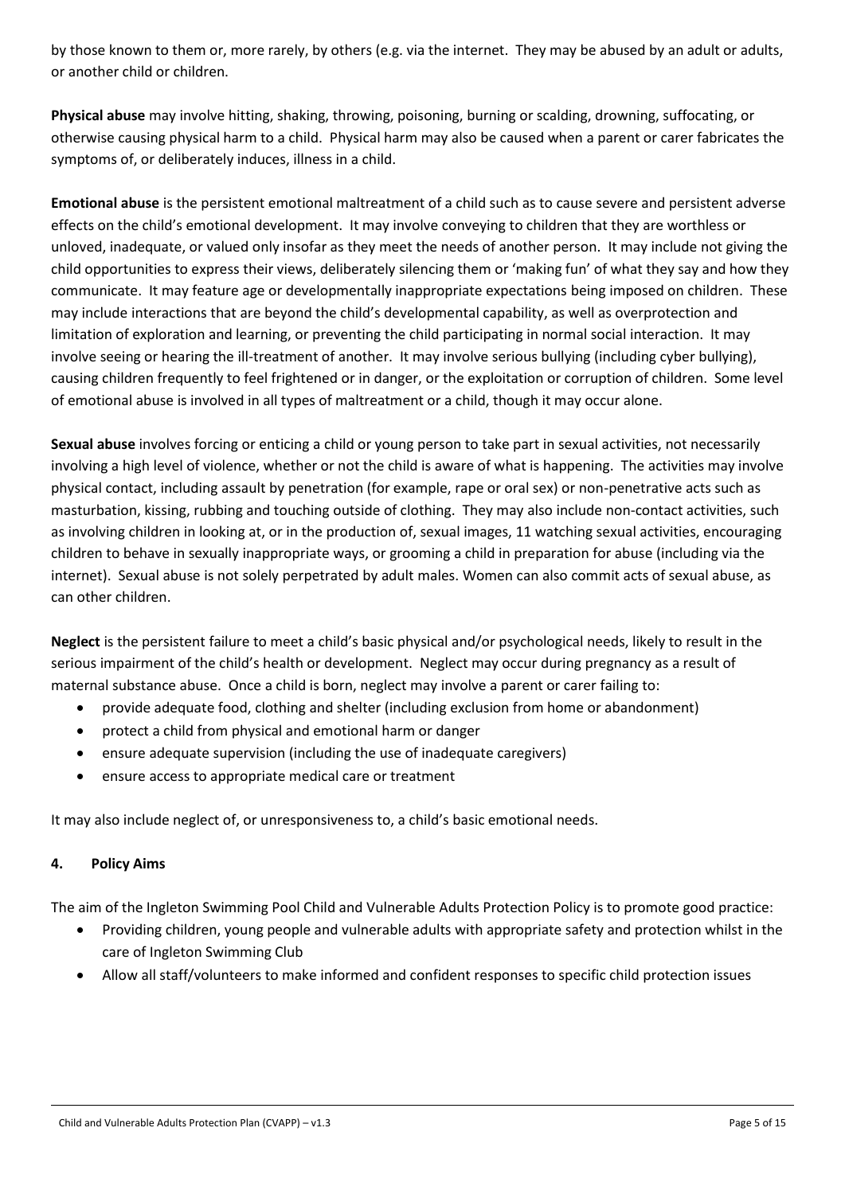by those known to them or, more rarely, by others (e.g. via the internet. They may be abused by an adult or adults, or another child or children.

**Physical abuse** may involve hitting, shaking, throwing, poisoning, burning or scalding, drowning, suffocating, or otherwise causing physical harm to a child. Physical harm may also be caused when a parent or carer fabricates the symptoms of, or deliberately induces, illness in a child.

**Emotional abuse** is the persistent emotional maltreatment of a child such as to cause severe and persistent adverse effects on the child's emotional development. It may involve conveying to children that they are worthless or unloved, inadequate, or valued only insofar as they meet the needs of another person. It may include not giving the child opportunities to express their views, deliberately silencing them or 'making fun' of what they say and how they communicate. It may feature age or developmentally inappropriate expectations being imposed on children. These may include interactions that are beyond the child's developmental capability, as well as overprotection and limitation of exploration and learning, or preventing the child participating in normal social interaction. It may involve seeing or hearing the ill-treatment of another. It may involve serious bullying (including cyber bullying), causing children frequently to feel frightened or in danger, or the exploitation or corruption of children. Some level of emotional abuse is involved in all types of maltreatment or a child, though it may occur alone.

**Sexual abuse** involves forcing or enticing a child or young person to take part in sexual activities, not necessarily involving a high level of violence, whether or not the child is aware of what is happening. The activities may involve physical contact, including assault by penetration (for example, rape or oral sex) or non-penetrative acts such as masturbation, kissing, rubbing and touching outside of clothing. They may also include non-contact activities, such as involving children in looking at, or in the production of, sexual images, 11 watching sexual activities, encouraging children to behave in sexually inappropriate ways, or grooming a child in preparation for abuse (including via the internet). Sexual abuse is not solely perpetrated by adult males. Women can also commit acts of sexual abuse, as can other children.

**Neglect** is the persistent failure to meet a child's basic physical and/or psychological needs, likely to result in the serious impairment of the child's health or development. Neglect may occur during pregnancy as a result of maternal substance abuse. Once a child is born, neglect may involve a parent or carer failing to:

- provide adequate food, clothing and shelter (including exclusion from home or abandonment)
- protect a child from physical and emotional harm or danger
- ensure adequate supervision (including the use of inadequate caregivers)
- ensure access to appropriate medical care or treatment

It may also include neglect of, or unresponsiveness to, a child's basic emotional needs.

#### 4. Policy Aims

The aim of the Ingleton Swimming Pool Child and Vulnerable Adults Protection Policy is to promote good practice:

- Providing children, young people and vulnerable adults with appropriate safety and protection whilst in the care of Ingleton Swimming Club
- Allow all staff/volunteers to make informed and confident responses to specific child protection issues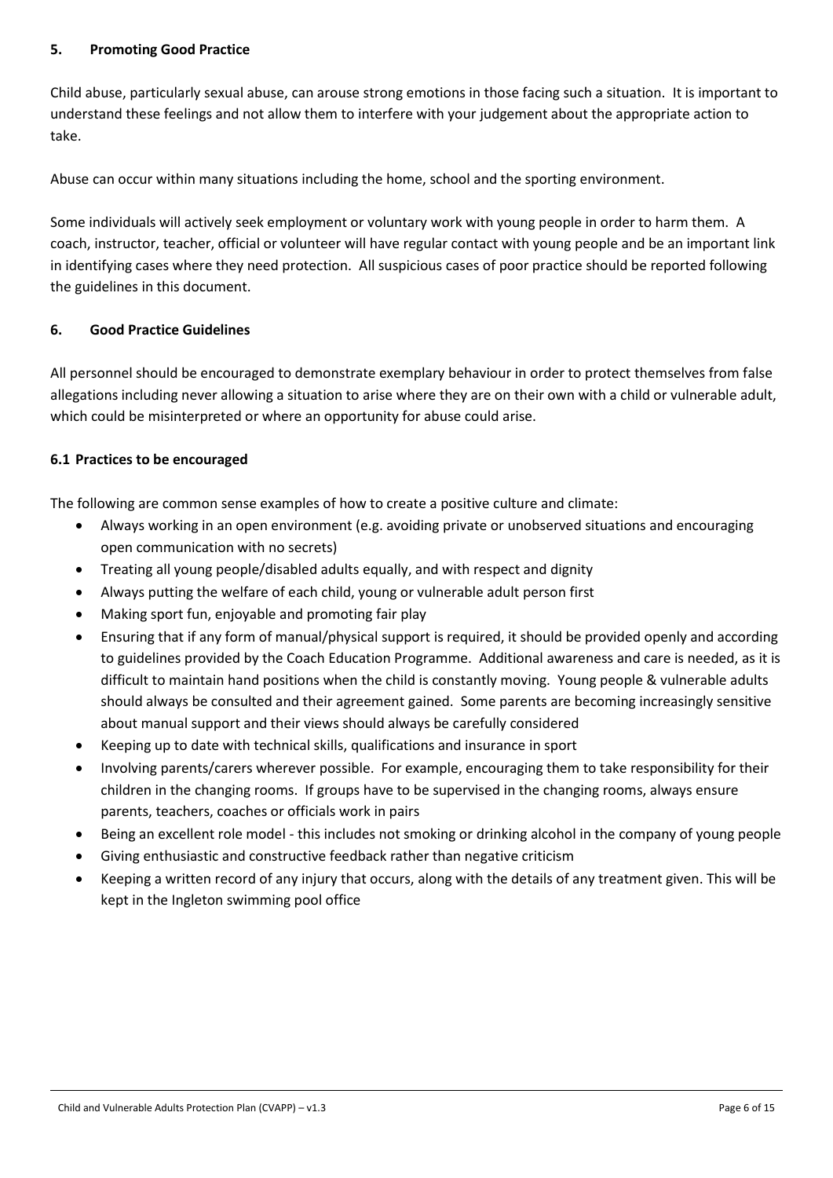## 5. Promoting Good Practice

Child abuse, particularly sexual abuse, can arouse strong emotions in those facing such a situation. It is important to understand these feelings and not allow them to interfere with your judgement about the appropriate action to take.

Abuse can occur within many situations including the home, school and the sporting environment.

Some individuals will actively seek employment or voluntary work with young people in order to harm them. A coach, instructor, teacher, official or volunteer will have regular contact with young people and be an important link in identifying cases where they need protection. All suspicious cases of poor practice should be reported following the guidelines in this document.

## 6. Good Practice Guidelines

All personnel should be encouraged to demonstrate exemplary behaviour in order to protect themselves from false allegations including never allowing a situation to arise where they are on their own with a child or vulnerable adult, which could be misinterpreted or where an opportunity for abuse could arise.

### 6.1 Practices to be encouraged

The following are common sense examples of how to create a positive culture and climate:

- Always working in an open environment (e.g. avoiding private or unobserved situations and encouraging open communication with no secrets)
- Treating all young people/disabled adults equally, and with respect and dignity
- Always putting the welfare of each child, young or vulnerable adult person first
- Making sport fun, enjoyable and promoting fair play
- Ensuring that if any form of manual/physical support is required, it should be provided openly and according to guidelines provided by the Coach Education Programme. Additional awareness and care is needed, as it is difficult to maintain hand positions when the child is constantly moving. Young people & vulnerable adults should always be consulted and their agreement gained. Some parents are becoming increasingly sensitive about manual support and their views should always be carefully considered
- Keeping up to date with technical skills, qualifications and insurance in sport
- Involving parents/carers wherever possible. For example, encouraging them to take responsibility for their children in the changing rooms. If groups have to be supervised in the changing rooms, always ensure parents, teachers, coaches or officials work in pairs
- Being an excellent role model - this includes not smoking or drinking alcohol in the company of young people
- Giving enthusiastic and constructive feedback rather than negative criticism
- Keeping a written record of any injury that occurs, along with the details of any treatment given. This will be kept in the Ingleton swimming pool office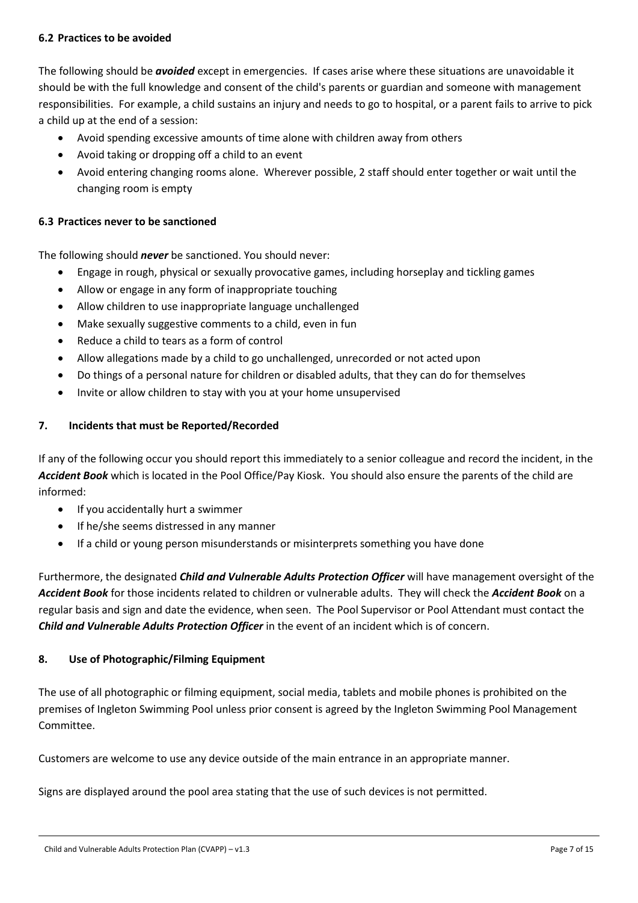### 6.2 Practices to be avoided

The following should be ***avoided*** except in emergencies. If cases arise where these situations are unavoidable it should be with the full knowledge and consent of the child's parents or guardian and someone with management responsibilities. For example, a child sustains an injury and needs to go to hospital, or a parent fails to arrive to pick a child up at the end of a session:

- Avoid spending excessive amounts of time alone with children away from others
- Avoid taking or dropping off a child to an event
- Avoid entering changing rooms alone. Wherever possible, 2 staff should enter together or wait until the changing room is empty

### 6.3 Practices never to be sanctioned

The following should ***never*** be sanctioned. You should never:

- Engage in rough, physical or sexually provocative games, including horseplay and tickling games
- Allow or engage in any form of inappropriate touching
- Allow children to use inappropriate language unchallenged
- Make sexually suggestive comments to a child, even in fun
- Reduce a child to tears as a form of control
- Allow allegations made by a child to go unchallenged, unrecorded or not acted upon
- Do things of a personal nature for children or disabled adults, that they can do for themselves
- Invite or allow children to stay with you at your home unsupervised

## 7. Incidents that must be Reported/Recorded

If any of the following occur you should report this immediately to a senior colleague and record the incident, in the ***Accident Book*** which is located in the Pool Office/Pay Kiosk. You should also ensure the parents of the child are informed:

- If you accidentally hurt a swimmer
- If he/she seems distressed in any manner
- If a child or young person misunderstands or misinterprets something you have done

Furthermore, the designated ***Child and Vulnerable Adults Protection Officer*** will have management oversight of the ***Accident Book*** for those incidents related to children or vulnerable adults. They will check the ***Accident Book*** on a regular basis and sign and date the evidence, when seen. The Pool Supervisor or Pool Attendant must contact the ***Child and Vulnerable Adults Protection Officer*** in the event of an incident which is of concern.

## 8. Use of Photographic/Filming Equipment

The use of all photographic or filming equipment, social media, tablets and mobile phones is prohibited on the premises of Ingleton Swimming Pool unless prior consent is agreed by the Ingleton Swimming Pool Management Committee.

Customers are welcome to use any device outside of the main entrance in an appropriate manner.

Signs are displayed around the pool area stating that the use of such devices is not permitted.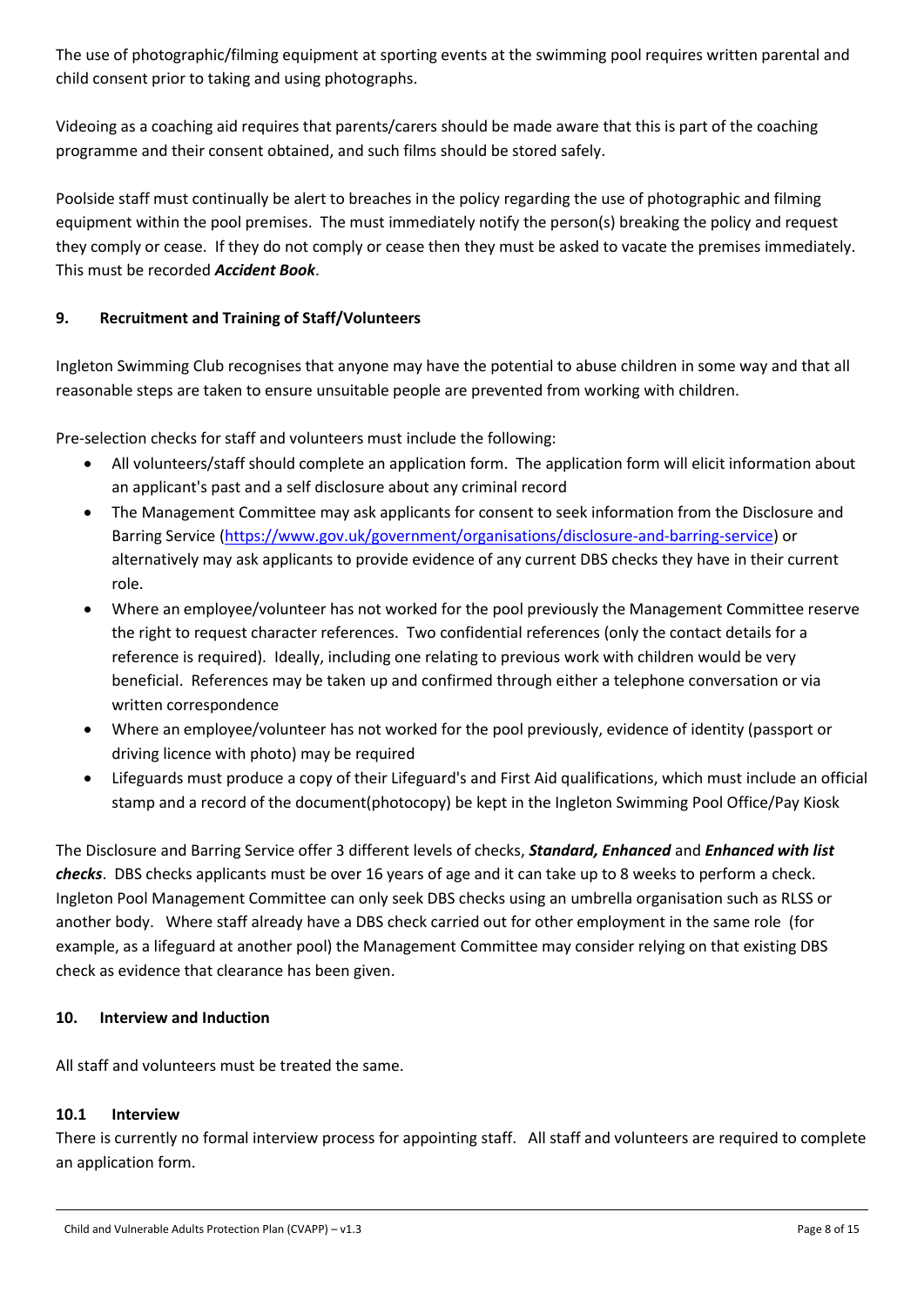The use of photographic/filming equipment at sporting events at the swimming pool requires written parental and child consent prior to taking and using photographs.

Videoing as a coaching aid requires that parents/carers should be made aware that this is part of the coaching programme and their consent obtained, and such films should be stored safely.

Poolside staff must continually be alert to breaches in the policy regarding the use of photographic and filming equipment within the pool premises. The must immediately notify the person(s) breaking the policy and request they comply or cease. If they do not comply or cease then they must be asked to vacate the premises immediately. This must be recorded ***Accident Book***.

## 9. Recruitment and Training of Staff/Volunteers

Ingleton Swimming Club recognises that anyone may have the potential to abuse children in some way and that all reasonable steps are taken to ensure unsuitable people are prevented from working with children.

Pre-selection checks for staff and volunteers must include the following:

- All volunteers/staff should complete an application form. The application form will elicit information about an applicant's past and a self disclosure about any criminal record
- The Management Committee may ask applicants for consent to seek information from the Disclosure and Barring Service ([https://www.gov.uk/government/organisations/disclosure-and-barring-service](https://www.gov.uk/government/organisations/disclosure-and-barring-service)) or alternatively may ask applicants to provide evidence of any current DBS checks they have in their current role.
- Where an employee/volunteer has not worked for the pool previously the Management Committee reserve the right to request character references. Two confidential references (only the contact details for a reference is required). Ideally, including one relating to previous work with children would be very beneficial. References may be taken up and confirmed through either a telephone conversation or via written correspondence
- Where an employee/volunteer has not worked for the pool previously, evidence of identity (passport or driving licence with photo) may be required
- Lifeguards must produce a copy of their Lifeguard's and First Aid qualifications, which must include an official stamp and a record of the document(photocopy) be kept in the Ingleton Swimming Pool Office/Pay Kiosk

The Disclosure and Barring Service offer 3 different levels of checks, ***Standard, Enhanced*** and ***Enhanced with list checks***. DBS checks applicants must be over 16 years of age and it can take up to 8 weeks to perform a check. Ingleton Pool Management Committee can only seek DBS checks using an umbrella organisation such as RLSS or another body. Where staff already have a DBS check carried out for other employment in the same role (for example, as a lifeguard at another pool) the Management Committee may consider relying on that existing DBS check as evidence that clearance has been given.

## 10. Interview and Induction

All staff and volunteers must be treated the same.

### 10.1 Interview

There is currently no formal interview process for appointing staff. All staff and volunteers are required to complete an application form.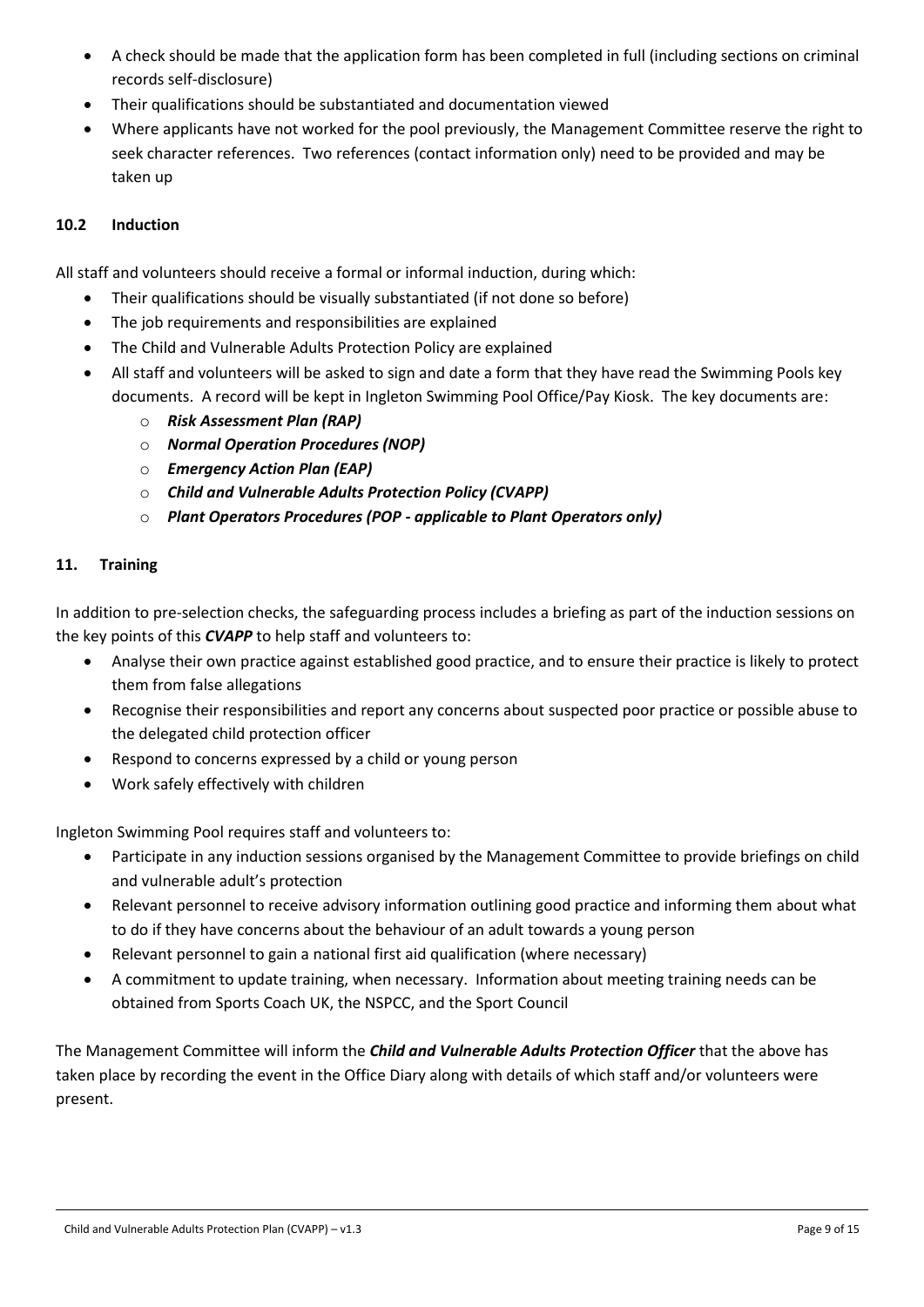- A check should be made that the application form has been completed in full (including sections on criminal records self-disclosure)
- Their qualifications should be substantiated and documentation viewed
- Where applicants have not worked for the pool previously, the Management Committee reserve the right to seek character references. Two references (contact information only) need to be provided and may be taken up

### 10.2 Induction

All staff and volunteers should receive a formal or informal induction, during which:

- Their qualifications should be visually substantiated (if not done so before)
- The job requirements and responsibilities are explained
- The Child and Vulnerable Adults Protection Policy are explained
- All staff and volunteers will be asked to sign and date a form that they have read the Swimming Pools key documents. A record will be kept in Ingleton Swimming Pool Office/Pay Kiosk. The key documents are:
    - ***Risk Assessment Plan (RAP)***
    - ***Normal Operation Procedures (NOP)***
    - ***Emergency Action Plan (EAP)***
    - ***Child and Vulnerable Adults Protection Policy (CVAPP)***
    - ***Plant Operators Procedures (POP - applicable to Plant Operators only)***

## 11. Training

In addition to pre-selection checks, the safeguarding process includes a briefing as part of the induction sessions on the key points of this ***CVAPP*** to help staff and volunteers to:

- Analyse their own practice against established good practice, and to ensure their practice is likely to protect them from false allegations
- Recognise their responsibilities and report any concerns about suspected poor practice or possible abuse to the delegated child protection officer
- Respond to concerns expressed by a child or young person
- Work safely effectively with children

Ingleton Swimming Pool requires staff and volunteers to:

- Participate in any induction sessions organised by the Management Committee to provide briefings on child and vulnerable adult's protection
- Relevant personnel to receive advisory information outlining good practice and informing them about what to do if they have concerns about the behaviour of an adult towards a young person
- Relevant personnel to gain a national first aid qualification (where necessary)
- A commitment to update training, when necessary. Information about meeting training needs can be obtained from Sports Coach UK, the NSPCC, and the Sport Council

The Management Committee will inform the ***Child and Vulnerable Adults Protection Officer*** that the above has taken place by recording the event in the Office Diary along with details of which staff and/or volunteers were present.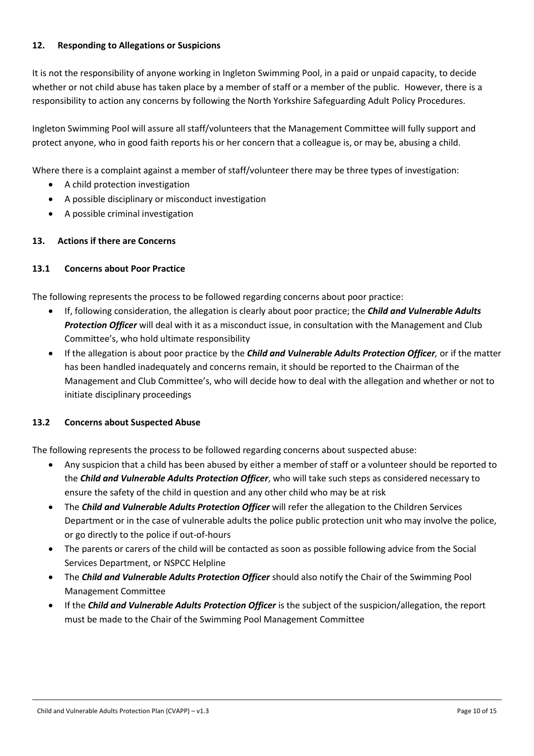## 12. Responding to Allegations or Suspicions

It is not the responsibility of anyone working in Ingleton Swimming Pool, in a paid or unpaid capacity, to decide whether or not child abuse has taken place by a member of staff or a member of the public. However, there is a responsibility to action any concerns by following the North Yorkshire Safeguarding Adult Policy Procedures.

Ingleton Swimming Pool will assure all staff/volunteers that the Management Committee will fully support and protect anyone, who in good faith reports his or her concern that a colleague is, or may be, abusing a child.

Where there is a complaint against a member of staff/volunteer there may be three types of investigation:

- A child protection investigation
- A possible disciplinary or misconduct investigation
- A possible criminal investigation

## 13. Actions if there are Concerns

### 13.1 Concerns about Poor Practice

The following represents the process to be followed regarding concerns about poor practice:

- If, following consideration, the allegation is clearly about poor practice; the ***Child and Vulnerable Adults Protection Officer*** will deal with it as a misconduct issue, in consultation with the Management and Club Committee's, who hold ultimate responsibility
- If the allegation is about poor practice by the ***Child and Vulnerable Adults Protection Officer**,* or if the matter has been handled inadequately and concerns remain, it should be reported to the Chairman of the Management and Club Committee's, who will decide how to deal with the allegation and whether or not to initiate disciplinary proceedings

### 13.2 Concerns about Suspected Abuse

The following represents the process to be followed regarding concerns about suspected abuse:

- Any suspicion that a child has been abused by either a member of staff or a volunteer should be reported to the ***Child and Vulnerable Adults Protection Officer***, who will take such steps as considered necessary to ensure the safety of the child in question and any other child who may be at risk
- The ***Child and Vulnerable Adults Protection Officer*** will refer the allegation to the Children Services Department or in the case of vulnerable adults the police public protection unit who may involve the police, or go directly to the police if out-of-hours
- The parents or carers of the child will be contacted as soon as possible following advice from the Social Services Department, or NSPCC Helpline
- The ***Child and Vulnerable Adults Protection Officer*** should also notify the Chair of the Swimming Pool Management Committee
- If the ***Child and Vulnerable Adults Protection Officer*** is the subject of the suspicion/allegation, the report must be made to the Chair of the Swimming Pool Management Committee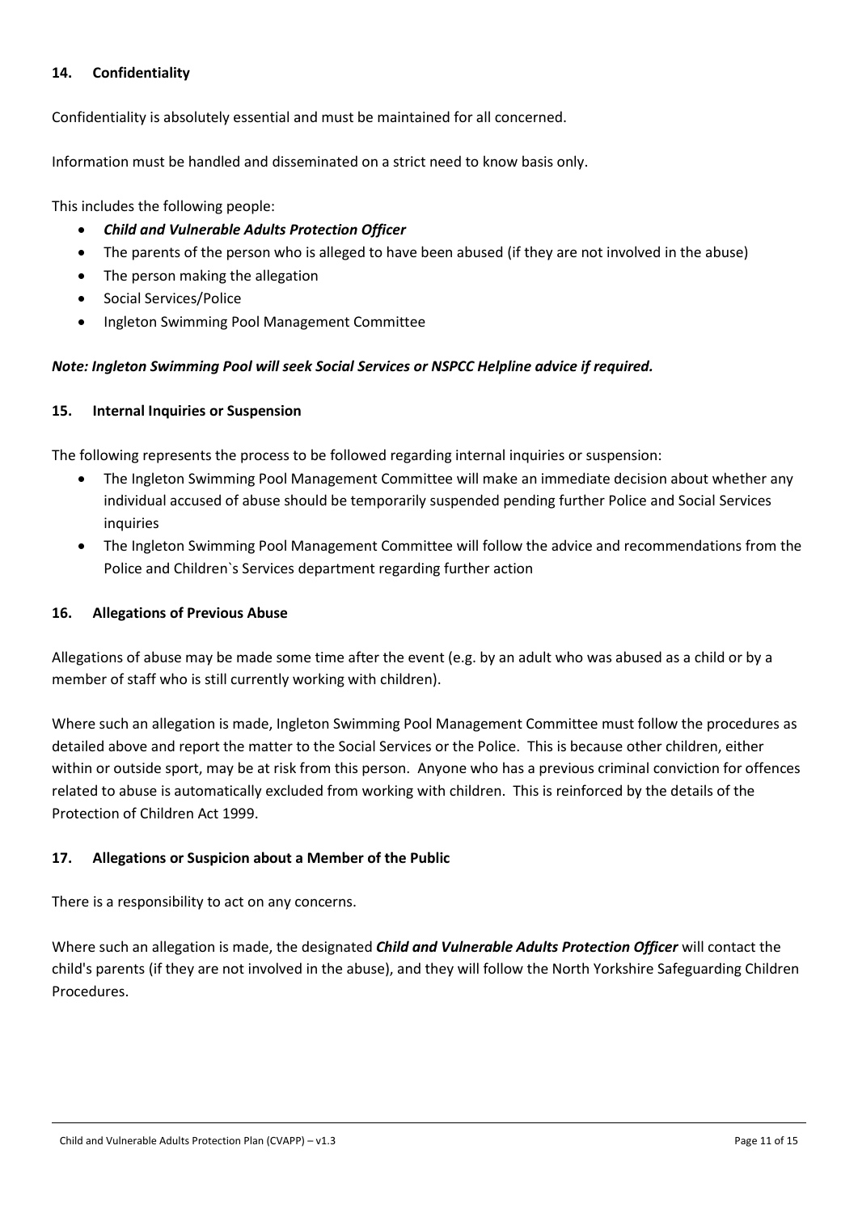## 14. Confidentiality

Confidentiality is absolutely essential and must be maintained for all concerned.

Information must be handled and disseminated on a strict need to know basis only.

This includes the following people:

- ***Child and Vulnerable Adults Protection Officer***
- The parents of the person who is alleged to have been abused (if they are not involved in the abuse)
- The person making the allegation
- Social Services/Police
- Ingleton Swimming Pool Management Committee

***Note: Ingleton Swimming Pool will seek Social Services or NSPCC Helpline advice if required.***

## 15. Internal Inquiries or Suspension

The following represents the process to be followed regarding internal inquiries or suspension:

- The Ingleton Swimming Pool Management Committee will make an immediate decision about whether any individual accused of abuse should be temporarily suspended pending further Police and Social Services inquiries
- The Ingleton Swimming Pool Management Committee will follow the advice and recommendations from the Police and Children`s Services department regarding further action

## 16. Allegations of Previous Abuse

Allegations of abuse may be made some time after the event (e.g. by an adult who was abused as a child or by a member of staff who is still currently working with children).

Where such an allegation is made, Ingleton Swimming Pool Management Committee must follow the procedures as detailed above and report the matter to the Social Services or the Police. This is because other children, either within or outside sport, may be at risk from this person. Anyone who has a previous criminal conviction for offences related to abuse is automatically excluded from working with children. This is reinforced by the details of the Protection of Children Act 1999.

## 17. Allegations or Suspicion about a Member of the Public

There is a responsibility to act on any concerns.

Where such an allegation is made, the designated ***Child and Vulnerable Adults Protection Officer*** will contact the child's parents (if they are not involved in the abuse), and they will follow the North Yorkshire Safeguarding Children Procedures.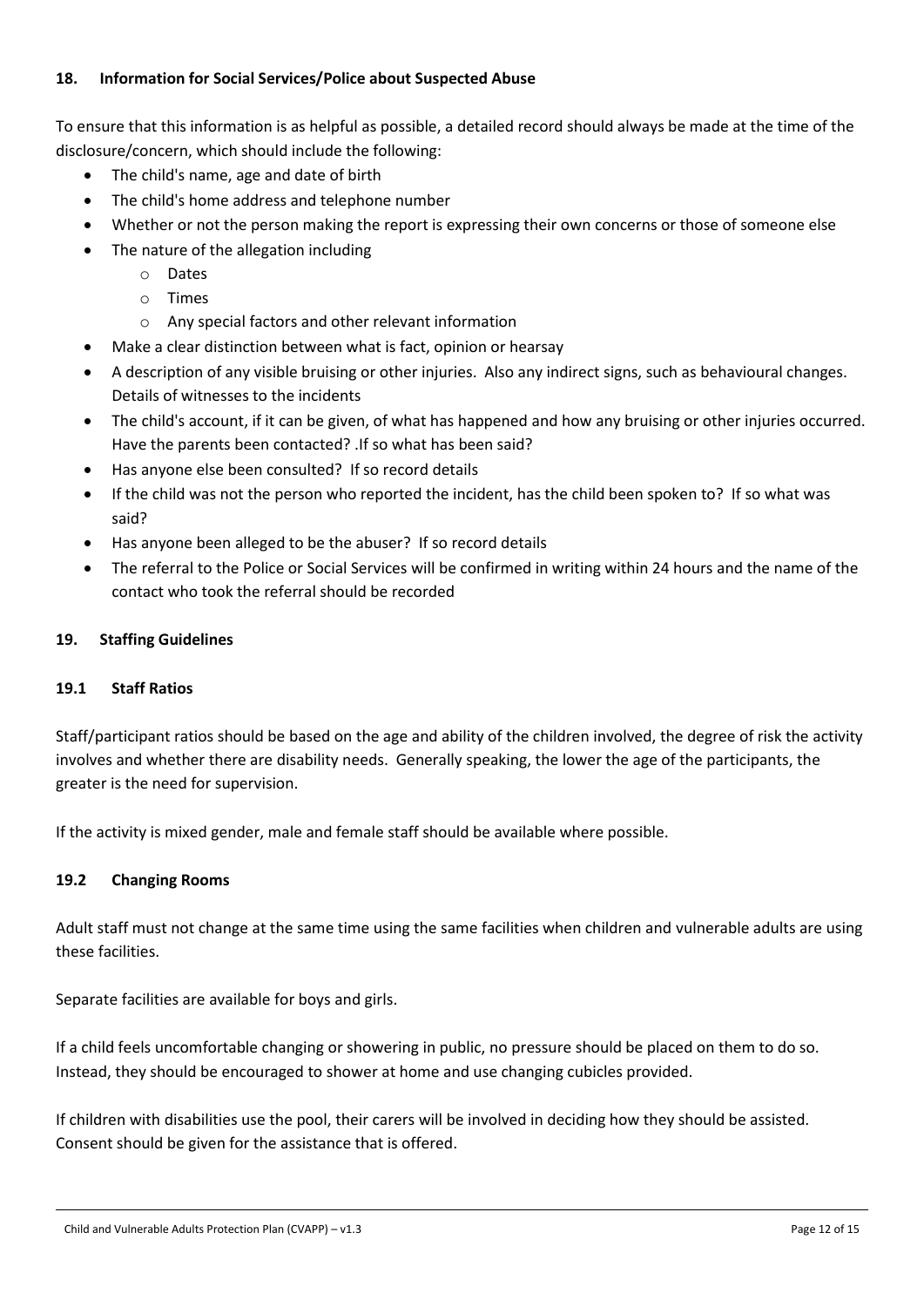## 18. Information for Social Services/Police about Suspected Abuse

To ensure that this information is as helpful as possible, a detailed record should always be made at the time of the disclosure/concern, which should include the following:

- The child's name, age and date of birth
- The child's home address and telephone number
- Whether or not the person making the report is expressing their own concerns or those of someone else
- The nature of the allegation including
  - Dates
  - Times
  - Any special factors and other relevant information
- Make a clear distinction between what is fact, opinion or hearsay
- A description of any visible bruising or other injuries. Also any indirect signs, such as behavioural changes. Details of witnesses to the incidents
- The child's account, if it can be given, of what has happened and how any bruising or other injuries occurred. Have the parents been contacted? .If so what has been said?
- Has anyone else been consulted? If so record details
- If the child was not the person who reported the incident, has the child been spoken to? If so what was said?
- Has anyone been alleged to be the abuser? If so record details
- The referral to the Police or Social Services will be confirmed in writing within 24 hours and the name of the contact who took the referral should be recorded

## 19. Staffing Guidelines

### 19.1 Staff Ratios

Staff/participant ratios should be based on the age and ability of the children involved, the degree of risk the activity involves and whether there are disability needs. Generally speaking, the lower the age of the participants, the greater is the need for supervision.

If the activity is mixed gender, male and female staff should be available where possible.

### 19.2 Changing Rooms

Adult staff must not change at the same time using the same facilities when children and vulnerable adults are using these facilities.

Separate facilities are available for boys and girls.

If a child feels uncomfortable changing or showering in public, no pressure should be placed on them to do so. Instead, they should be encouraged to shower at home and use changing cubicles provided.

If children with disabilities use the pool, their carers will be involved in deciding how they should be assisted. Consent should be given for the assistance that is offered.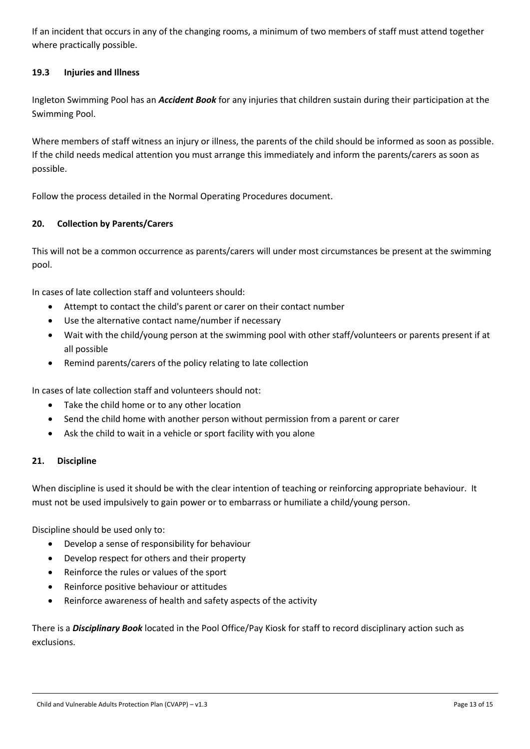If an incident that occurs in any of the changing rooms, a minimum of two members of staff must attend together where practically possible.

### 19.3 Injuries and Illness

Ingleton Swimming Pool has an ***Accident Book*** for any injuries that children sustain during their participation at the Swimming Pool.

Where members of staff witness an injury or illness, the parents of the child should be informed as soon as possible. If the child needs medical attention you must arrange this immediately and inform the parents/carers as soon as possible.

Follow the process detailed in the Normal Operating Procedures document.

## 20. Collection by Parents/Carers

This will not be a common occurrence as parents/carers will under most circumstances be present at the swimming pool.

In cases of late collection staff and volunteers should:

- Attempt to contact the child's parent or carer on their contact number
- Use the alternative contact name/number if necessary
- Wait with the child/young person at the swimming pool with other staff/volunteers or parents present if at all possible
- Remind parents/carers of the policy relating to late collection

In cases of late collection staff and volunteers should not:

- Take the child home or to any other location
- Send the child home with another person without permission from a parent or carer
- Ask the child to wait in a vehicle or sport facility with you alone

## 21. Discipline

When discipline is used it should be with the clear intention of teaching or reinforcing appropriate behaviour. It must not be used impulsively to gain power or to embarrass or humiliate a child/young person.

Discipline should be used only to:

- Develop a sense of responsibility for behaviour
- Develop respect for others and their property
- Reinforce the rules or values of the sport
- Reinforce positive behaviour or attitudes
- Reinforce awareness of health and safety aspects of the activity

There is a ***Disciplinary Book*** located in the Pool Office/Pay Kiosk for staff to record disciplinary action such as exclusions.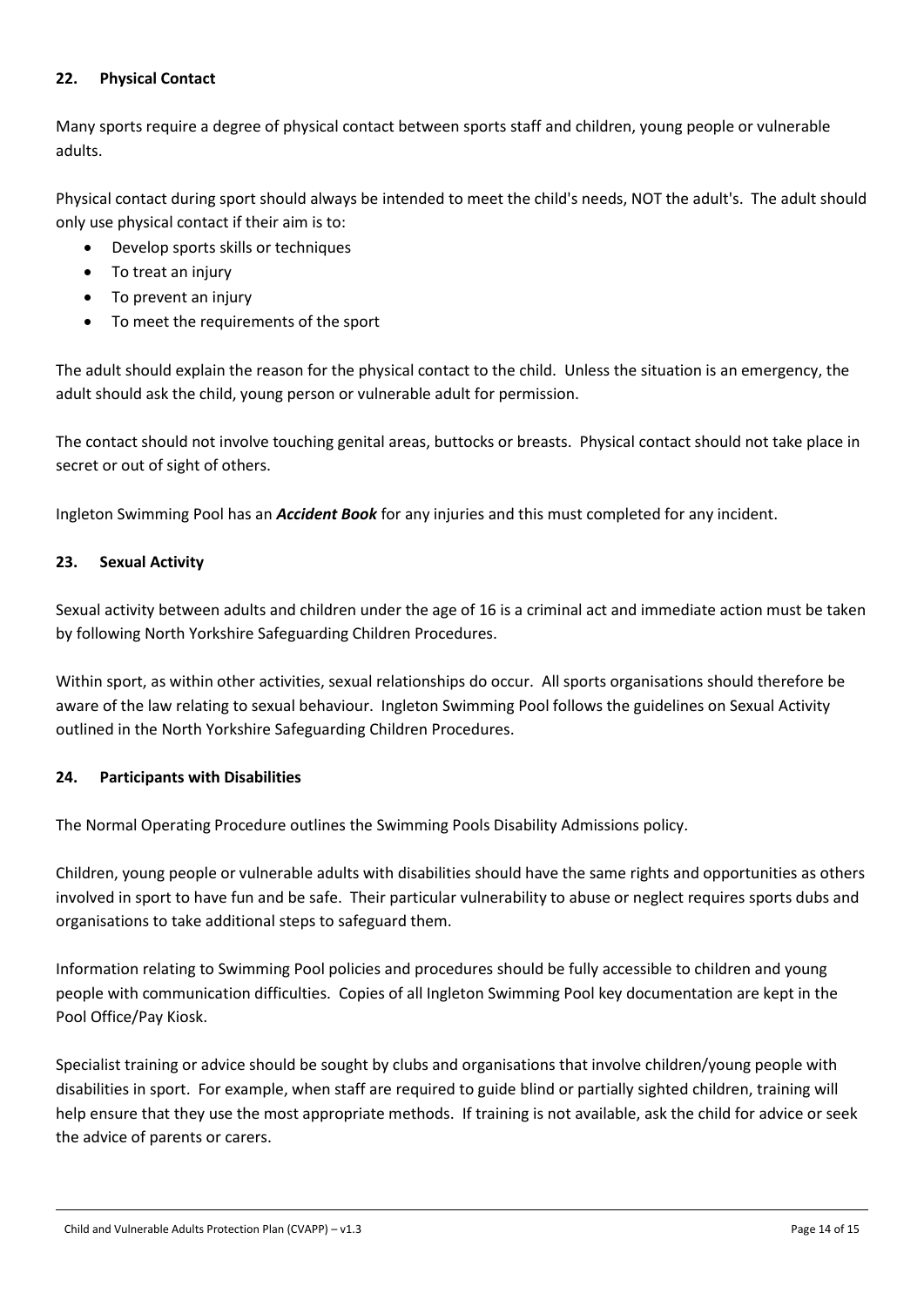### 22. Physical Contact

Many sports require a degree of physical contact between sports staff and children, young people or vulnerable adults.

Physical contact during sport should always be intended to meet the child's needs, NOT the adult's. The adult should only use physical contact if their aim is to:

- Develop sports skills or techniques
- To treat an injury
- To prevent an injury
- To meet the requirements of the sport

The adult should explain the reason for the physical contact to the child. Unless the situation is an emergency, the adult should ask the child, young person or vulnerable adult for permission.

The contact should not involve touching genital areas, buttocks or breasts. Physical contact should not take place in secret or out of sight of others.

Ingleton Swimming Pool has an ***Accident Book*** for any injuries and this must completed for any incident.

### 23. Sexual Activity

Sexual activity between adults and children under the age of 16 is a criminal act and immediate action must be taken by following North Yorkshire Safeguarding Children Procedures.

Within sport, as within other activities, sexual relationships do occur. All sports organisations should therefore be aware of the law relating to sexual behaviour. Ingleton Swimming Pool follows the guidelines on Sexual Activity outlined in the North Yorkshire Safeguarding Children Procedures.

### 24. Participants with Disabilities

The Normal Operating Procedure outlines the Swimming Pools Disability Admissions policy.

Children, young people or vulnerable adults with disabilities should have the same rights and opportunities as others involved in sport to have fun and be safe. Their particular vulnerability to abuse or neglect requires sports dubs and organisations to take additional steps to safeguard them.

Information relating to Swimming Pool policies and procedures should be fully accessible to children and young people with communication difficulties. Copies of all Ingleton Swimming Pool key documentation are kept in the Pool Office/Pay Kiosk.

Specialist training or advice should be sought by clubs and organisations that involve children/young people with disabilities in sport. For example, when staff are required to guide blind or partially sighted children, training will help ensure that they use the most appropriate methods. If training is not available, ask the child for advice or seek the advice of parents or carers.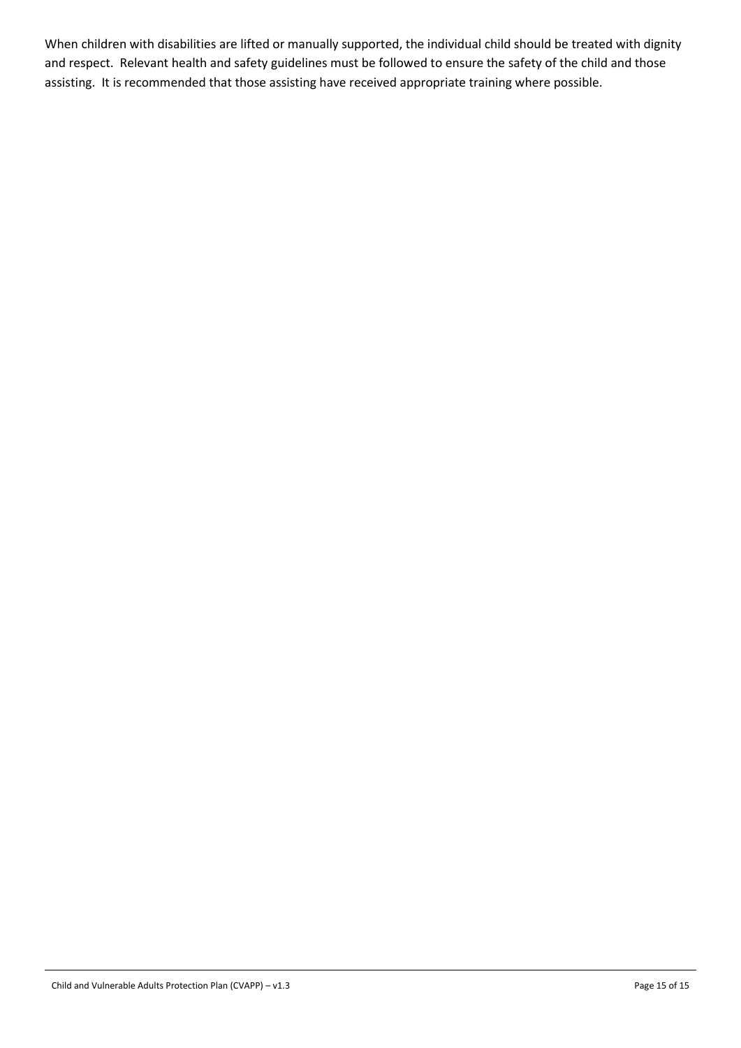When children with disabilities are lifted or manually supported, the individual child should be treated with dignity and respect. Relevant health and safety guidelines must be followed to ensure the safety of the child and those assisting. It is recommended that those assisting have received appropriate training where possible.